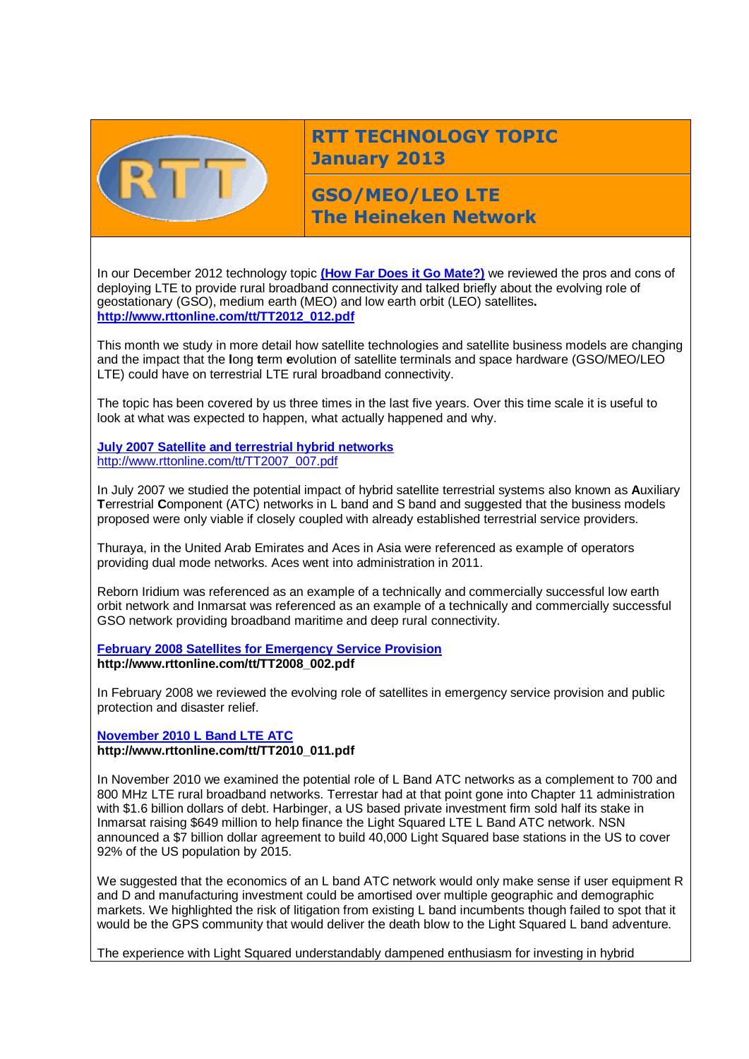# RTT TECHNOLOGY TOPIC January 2013

## GSO/MEO/LEO LTE The Heineken Network

In our December 2012 technology topic **(How Far Does it Go Mate?)** we reviewed the pros and cons of deploying LTE to provide rural broadband connectivity and talked briefly about the evolving role of geostationary (GSO), medium earth (MEO) and low earth orbit (LEO) satellites**.**
**http://www.rttonline.com/tt/TT2012_012.pdf**

This month we study in more detail how satellite technologies and satellite business models are changing and the impact that the **l**ong **t**erm **e**volution of satellite terminals and space hardware (GSO/MEO/LEO LTE) could have on terrestrial LTE rural broadband connectivity.

The topic has been covered by us three times in the last five years. Over this time scale it is useful to look at what was expected to happen, what actually happened and why.

**July 2007 Satellite and terrestrial hybrid networks**
http://www.rttonline.com/tt/TT2007_007.pdf

In July 2007 we studied the potential impact of hybrid satellite terrestrial systems also known as **A**uxiliary **T**errestrial **C**omponent (ATC) networks in L band and S band and suggested that the business models proposed were only viable if closely coupled with already established terrestrial service providers.

Thuraya, in the United Arab Emirates and Aces in Asia were referenced as example of operators providing dual mode networks. Aces went into administration in 2011.

Reborn Iridium was referenced as an example of a technically and commercially successful low earth orbit network and Inmarsat was referenced as an example of a technically and commercially successful GSO network providing broadband maritime and deep rural connectivity.

**February 2008 Satellites for Emergency Service Provision**
**http://www.rttonline.com/tt/TT2008_002.pdf**

In February 2008 we reviewed the evolving role of satellites in emergency service provision and public protection and disaster relief.

**November 2010 L Band LTE ATC**
**http://www.rttonline.com/tt/TT2010_011.pdf**

In November 2010 we examined the potential role of L Band ATC networks as a complement to 700 and 800 MHz LTE rural broadband networks. Terrestar had at that point gone into Chapter 11 administration with $1.6 billion dollars of debt. Harbinger, a US based private investment firm sold half its stake in Inmarsat raising $649 million to help finance the Light Squared LTE L Band ATC network. NSN announced a $7 billion dollar agreement to build 40,000 Light Squared base stations in the US to cover 92% of the US population by 2015.

We suggested that the economics of an L band ATC network would only make sense if user equipment R and D and manufacturing investment could be amortised over multiple geographic and demographic markets. We highlighted the risk of litigation from existing L band incumbents though failed to spot that it would be the GPS community that would deliver the death blow to the Light Squared L band adventure.

The experience with Light Squared understandably dampened enthusiasm for investing in hybrid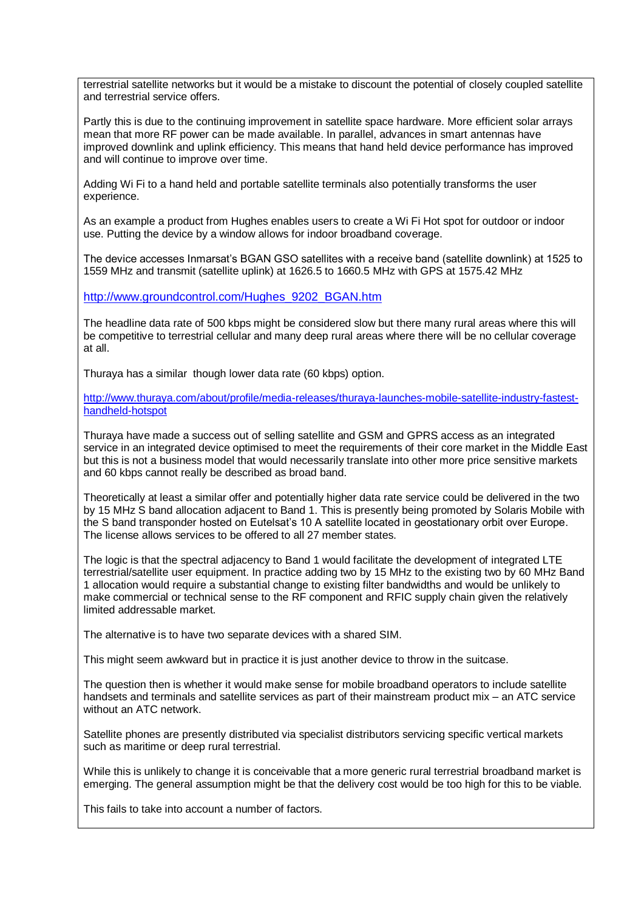terrestrial satellite networks but it would be a mistake to discount the potential of closely coupled satellite and terrestrial service offers.

Partly this is due to the continuing improvement in satellite space hardware. More efficient solar arrays mean that more RF power can be made available. In parallel, advances in smart antennas have improved downlink and uplink efficiency. This means that hand held device performance has improved and will continue to improve over time.

Adding Wi Fi to a hand held and portable satellite terminals also potentially transforms the user experience.

As an example a product from Hughes enables users to create a Wi Fi Hot spot for outdoor or indoor use. Putting the device by a window allows for indoor broadband coverage.

The device accesses Inmarsat's BGAN GSO satellites with a receive band (satellite downlink) at 1525 to 1559 MHz and transmit (satellite uplink) at 1626.5 to 1660.5 MHz with GPS at 1575.42 MHz

http://www.groundcontrol.com/Hughes_9202_BGAN.htm

The headline data rate of 500 might be considered slow but there many rural areas where this will be competitive to terrestrial cellular and many deep rural areas where there will be no cellular coverage at all.

Thuraya has a similar though lower data rate (60 kbps) option.

http://www.thuraya.com/about/profile/media-releases/thuraya-launches-mobile-satellite-industry-fastest-handheld-hotspot

Thuraya have made a success out of selling satellite and GSM and GPRS access as an integrated service in an integrated device optimised to meet the requirements of their core market in the Middle East but this is not a business model that would necessarily translate into other more price sensitive markets and 60 kbps cannot really be described as broad band.

Theoretically at least a similar offer and potentially higher data rate service could be delivered in the two by 15 MHz S band allocation adjacent to Band 1. This is presently being promoted by Solaris Mobile with the S band transponder hosted on Eutelsat's 10 A satellite located in geostationary orbit over Europe. The license allows services to be offered to all 27 member states.

The logic is that the spectral adjacency to Band 1 would facilitate the development of integrated LTE terrestrial/satellite user equipment. In practice adding two by 15 MHz to the existing two by 60 MHz Band 1 allocation would require a substantial change to existing filter bandwidths and would be unlikely to make commercial or technical sense to the RF component and RFIC supply chain given the relatively limited addressable market.

The alternative is to have two separate devices with a shared SIM.

This might seem awkward but in practice it is just another device to throw in the suitcase.

The question then is whether it would make sense for mobile broadband operators to include satellite handsets and terminals and satellite services as part of their mainstream product mix – an ATC service without an ATC network.

Satellite phones are presently distributed via specialist distributors servicing specific vertical markets such as maritime or deep rural terrestrial.

While this is unlikely to change it is conceivable that a more generic rural terrestrial broadband market is emerging. The general assumption might be that the delivery cost would be too high for this to be viable.

This fails to take into account a number of factors.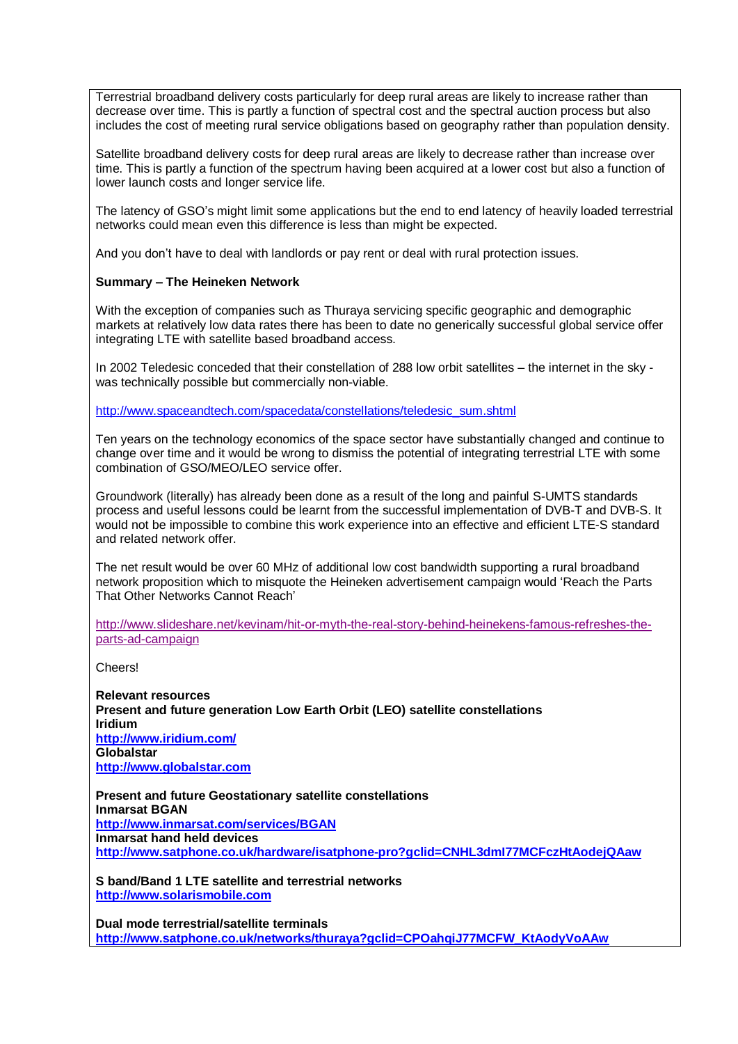Terrestrial broadband delivery costs particularly for deep rural areas are likely to increase rather than decrease over time. This is partly a function of spectral cost and the spectral auction process but also includes the cost of meeting rural service obligations based on geography rather than population density.

Satellite broadband delivery costs for deep rural areas are likely to decrease rather than increase over time. This is partly a function of the spectrum having been acquired at a lower cost but also a function of lower launch costs and longer service life.

The latency of GSO's might limit some applications but the end to end latency of heavily loaded terrestrial networks could mean even this difference is less than might be expected.

And you don't have to deal with landlords or pay rent or deal with rural protection issues.

**Summary – The Heineken Network**

With the exception of companies such as Thuraya servicing specific geographic and demographic markets at relatively low data rates there has been to date no generically successful global service offer integrating LTE with satellite based broadband access.

In 2002 Teledesic conceded that their constellation of 288 low orbit satellites – the internet in the sky - was technically possible but commercially non-viable.

http://www.spaceandtech.com/spacedata/constellations/teledesic_sum.shtml

Ten years on the technology economics of the space sector have substantially changed and continue to change over time and it would be wrong to dismiss the potential of integrating terrestrial LTE with some combination of GSO/MEO/LEO service offer.

Groundwork (literally) has already been done as a result of the long and painful S-UMTS standards process and useful lessons could be learnt from the successful implementation of DVB-T and DVB-S. It would not be impossible to combine this work experience into an effective and efficient LTE-S standard and related network offer.

The net result would be over 60 MHz of additional low cost bandwidth supporting a rural broadband network proposition which to misquote the Heineken advertisement campaign would 'Reach the Parts That Other Networks Cannot Reach'

http://www.slideshare.net/kevinam/hit-or-myth-the-real-story-behind-heinekens-famous-refreshes-the-parts-ad-campaign

Cheers!

**Relevant resources**
**Present and future generation Low Earth Orbit (LEO) satellite constellations**
**Iridium**
**http://www.iridium.com/**
**Globalstar**
**http://www.globalstar.com**

**Present and future Geostationary satellite constellations**
**Inmarsat BGAN**
**http://www.inmarsat.com/services/BGAN**
**Inmarsat hand held devices**
**http://www.satphone.co.uk/hardware/isatphone-pro?gclid=CNHL3dmI77MCFczHtAodejQAaw**

**S band/Band 1 LTE satellite and terrestrial networks**
**http://www.solarismobile.com**

**Dual mode terrestrial/satellite terminals**
**http://www.satphone.co.uk/networks/thuraya?gclid=CPOahgiJ77MCFW_KtAodyVoAAw**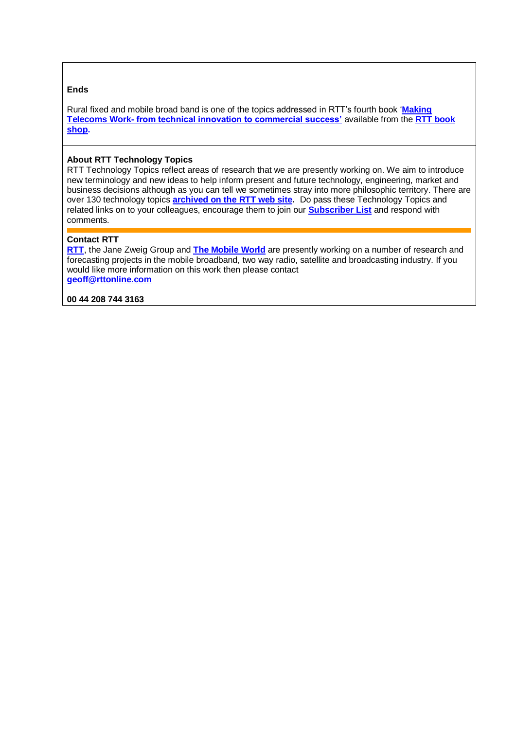**Ends**

Rural fixed and mobile broad band is one of the topics addressed in RTT's fourth book '**Making Telecoms Work- from technical innovation to commercial success'** available from the **RTT book shop.**

**About RTT Technology Topics**

RTT Technology Topics reflect areas of research that we are presently working on. We aim to introduce new terminology and new ideas to help inform present and future technology, engineering, market and business decisions although as you can tell we sometimes stray into more philosophic territory. There are over 130 technology topics **archived on the RTT web site.** Do pass these Technology Topics and related links on to your colleagues, encourage them to join our **Subscriber List** and respond with comments.

---

**Contact RTT**

**RTT**, the Jane Zweig Group and **The Mobile World** are presently working on a number of research and forecasting projects in the mobile broadband, two way radio, satellite and broadcasting industry. If you would like more information on this work then please contact
**geoff@rttonline.com**

**00 44 208 744 3163**